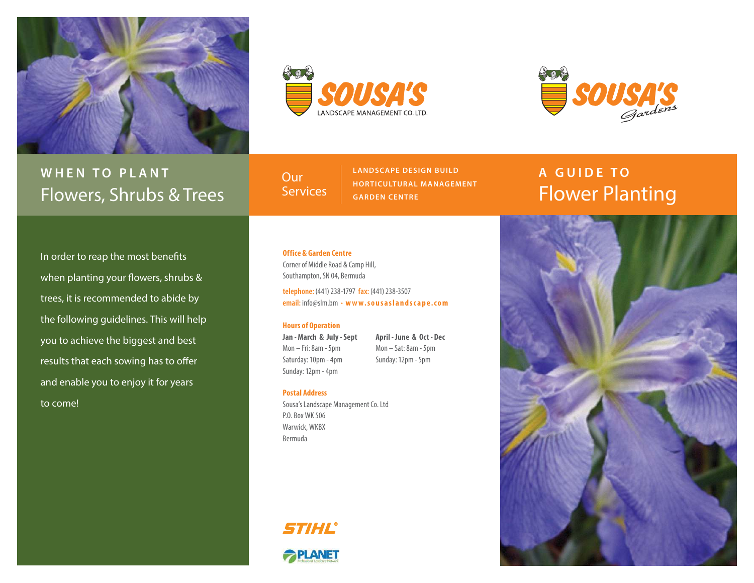## WHEN TO PLANT
# Flowers, Shrubs & Trees

In order to reap the most benefits when planting your flowers, shrubs & trees, it is recommended to abide by the following guidelines. This will help you to achieve the biggest and best results that each sowing has to offer and enable you to enjoy it for years to come!

SOUSA'S LANDSCAPE MANAGEMENT CO. LTD.

SOUSA'S Gardens

## Our Services

- LANDSCAPE DESIGN BUILD
- HORTICULTURAL MANAGEMENT
- GARDEN CENTRE

**Office & Garden Centre**
Corner of Middle Road & Camp Hill,
Southampton, SN 04, Bermuda

**telephone:** (441) 238-1797 **fax:** (441) 238-3507
**email:** info@slm.bm • **www.sousaslandscape.com**

**Hours of Operation**

**Jan - March & July - Sept**
Mon – Fri: 8am - 5pm
Saturday: 10pm - 4pm
Sunday: 12pm - 4pm

**April - June & Oct - Dec**
Mon – Sat: 8am - 5pm
Sunday: 12pm - 5pm

**Postal Address**
Sousa's Landscape Management Co. Ltd
P.O. Box WK 506
Warwick, WKBX
Bermuda

STIHL®

PLANET Professional Landcare Network

## A GUIDE TO
# Flower Planting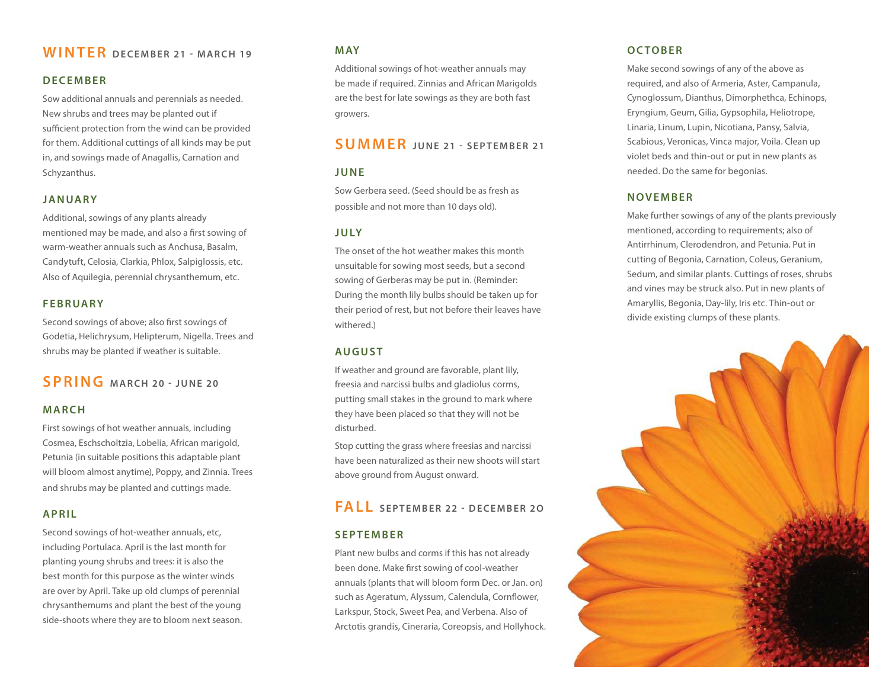## WINTER DECEMBER 21 - MARCH 19

### DECEMBER

Sow additional annuals and perennials as needed. New shrubs and trees may be planted out if sufficient protection from the wind can be provided for them. Additional cuttings of all kinds may be put in, and sowings made of Anagallis, Carnation and Schyzanthus.

### JANUARY

Additional, sowings of any plants already mentioned may be made, and also a first sowing of warm-weather annuals such as Anchusa, Basalm, Candytuft, Celosia, Clarkia, Phlox, Salpiglossis, etc. Also of Aquilegia, perennial chrysanthemum, etc.

### FEBRUARY

Second sowings of above; also first sowings of Godetia, Helichrysum, Helipterum, Nigella. Trees and shrubs may be planted if weather is suitable.

## SPRING MARCH 20 - JUNE 20

### MARCH

First sowings of hot weather annuals, including Cosmea, Eschscholtzia, Lobelia, African marigold, Petunia (in suitable positions this adaptable plant will bloom almost anytime), Poppy, and Zinnia. Trees and shrubs may be planted and cuttings made.

### APRIL

Second sowings of hot-weather annuals, etc, including Portulaca. April is the last month for planting young shrubs and trees: it is also the best month for this purpose as the winter winds are over by April. Take up old clumps of perennial chrysanthemums and plant the best of the young side-shoots where they are to bloom next season.

### MAY

Additional sowings of hot-weather annuals may be made if required. Zinnias and African Marigolds are the best for late sowings as they are both fast growers.

## SUMMER JUNE 21 - SEPTEMBER 21

### JUNE

Sow Gerbera seed. (Seed should be as fresh as possible and not more than 10 days old).

### JULY

The onset of the hot weather makes this month unsuitable for sowing most seeds, but a second sowing of Gerberas may be put in. (Reminder: During the month lily bulbs should be taken up for their period of rest, but not before their leaves have withered.)

### AUGUST

If weather and ground are favorable, plant lily, freesia and narcissi bulbs and gladiolus corms, putting small stakes in the ground to mark where they have been placed so that they will not be disturbed.

Stop cutting the grass where freesias and narcissi have been naturalized as their new shoots will start above ground from August onward.

## FALL SEPTEMBER 22 - DECEMBER 2O

### SEPTEMBER

Plant new bulbs and corms if this has not already been done. Make first sowing of cool-weather annuals (plants that will bloom form Dec. or Jan. on) such as Ageratum, Alyssum, Calendula, Cornflower, Larkspur, Stock, Sweet Pea, and Verbena. Also of Arctotis grandis, Cineraria, Coreopsis, and Hollyhock.

### OCTOBER

Make second sowings of any of the above as required, and also of Armeria, Aster, Campanula, Cynoglossum, Dianthus, Dimorphethca, Echinops, Eryngium, Geum, Gilia, Gypsophila, Heliotrope, Linaria, Linum, Lupin, Nicotiana, Pansy, Salvia, Scabious, Veronicas, Vinca major, Voila. Clean up violet beds and thin-out or put in new plants as needed. Do the same for begonias.

### NOVEMBER

Make further sowings of any of the plants previously mentioned, according to requirements; also of Antirrhinum, Clerodendron, and Petunia. Put in cutting of Begonia, Carnation, Coleus, Geranium, Sedum, and similar plants. Cuttings of roses, shrubs and vines may be struck also. Put in new plants of Amaryllis, Begonia, Day-lily, Iris etc. Thin-out or divide existing clumps of these plants.